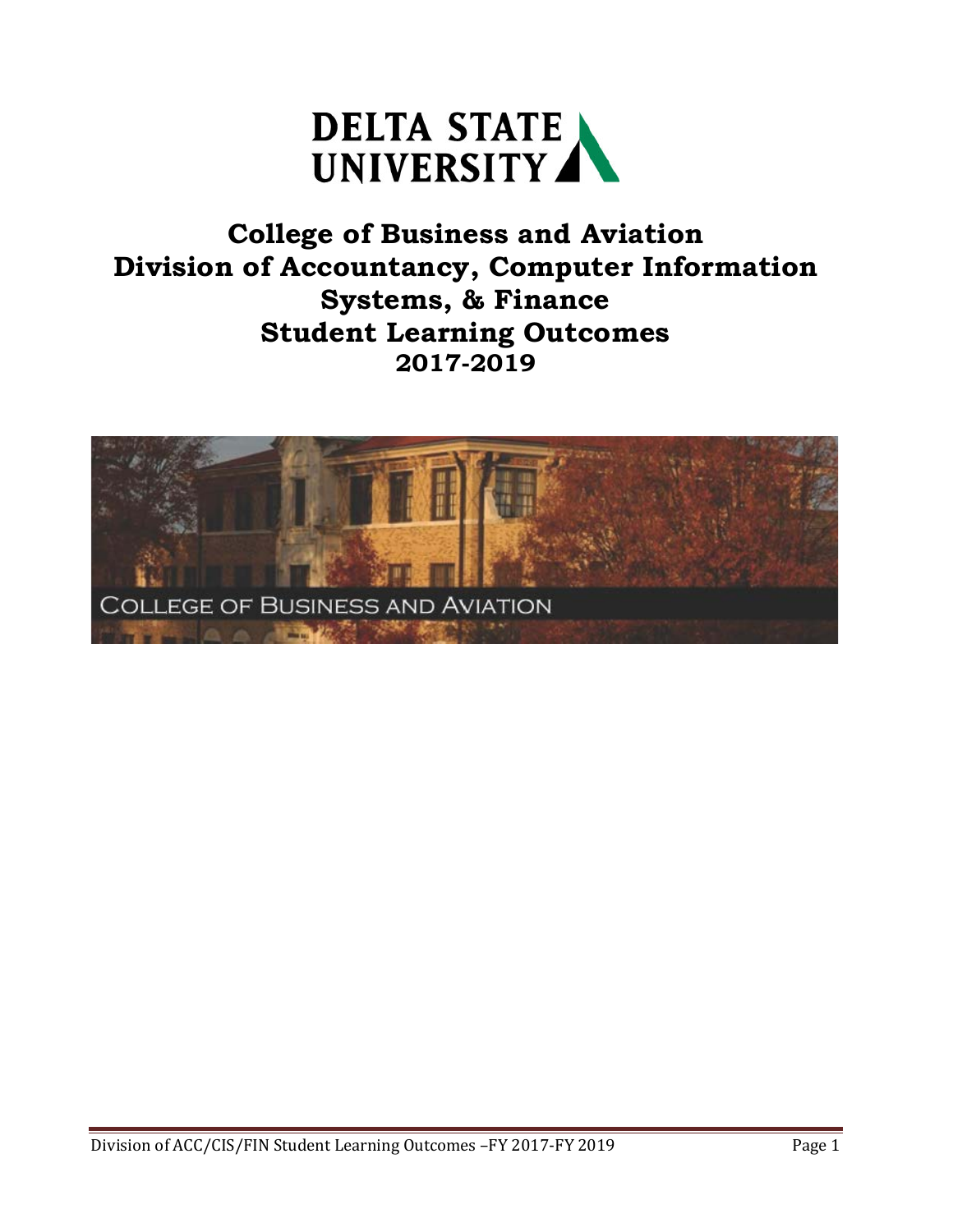DELTA STATE UNIVERSITY

# College of Business and Aviation
# Division of Accountancy, Computer Information Systems, & Finance
# Student Learning Outcomes
## 2017-2019

COLLEGE OF BUSINESS AND AVIATION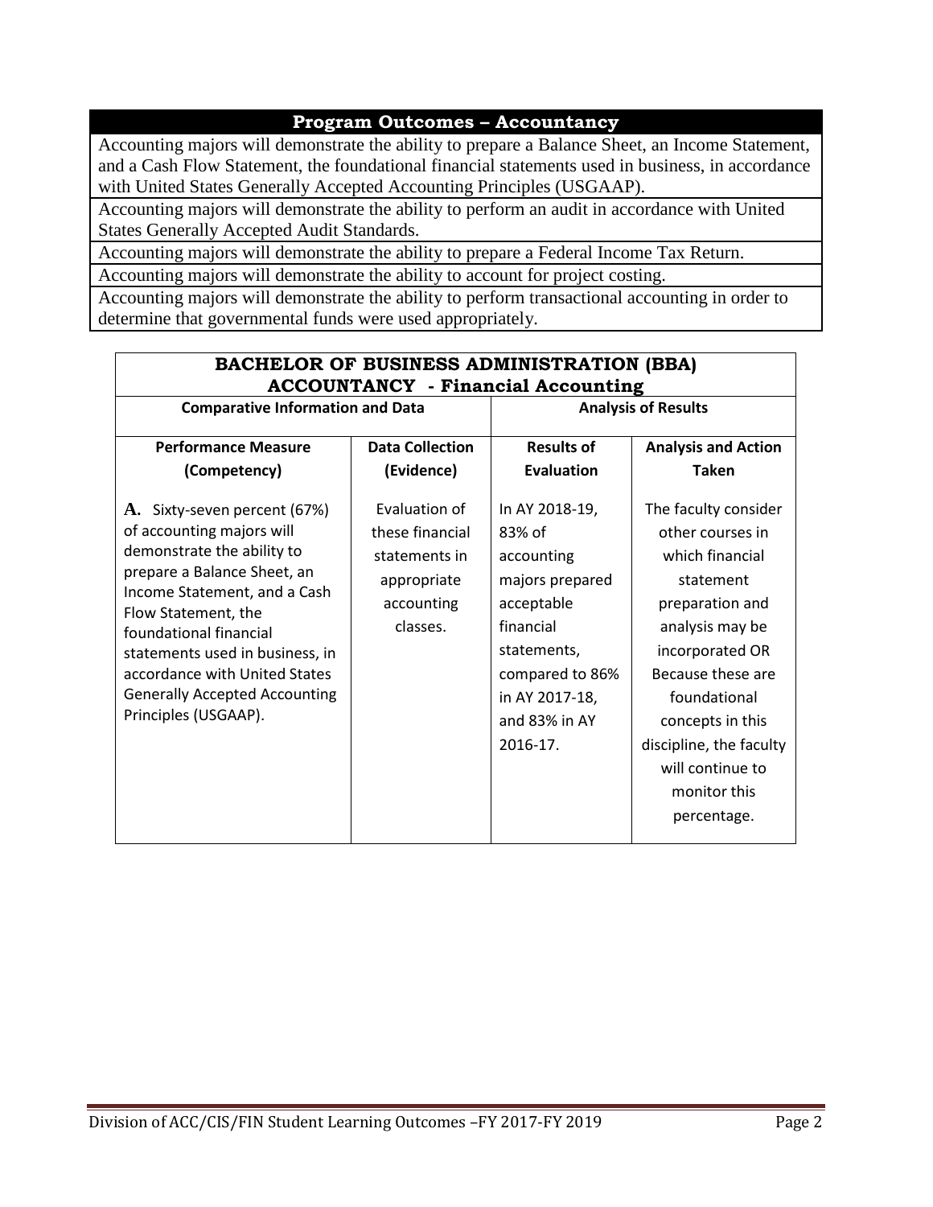| Program Outcomes – Accountancy |
| --- |
| Accounting majors will demonstrate the ability to prepare a Balance Sheet, an Income Statement, and a Cash Flow Statement, the foundational financial statements used in business, in accordance with United States Generally Accepted Accounting Principles (USGAAP). |
| Accounting majors will demonstrate the ability to perform an audit in accordance with United States Generally Accepted Audit Standards. |
| Accounting majors will demonstrate the ability to prepare a Federal Income Tax Return. |
| Accounting majors will demonstrate the ability to account for project costing. |
| Accounting majors will demonstrate the ability to perform transactional accounting in order to determine that governmental funds were used appropriately. |

| BACHELOR OF BUSINESS ADMINISTRATION (BBA) ACCOUNTANCY - Financial Accounting | | | |
| --- | --- | --- | --- |
| **Comparative Information and Data** | | **Analysis of Results** | |
| **Performance Measure (Competency)** | **Data Collection (Evidence)** | **Results of Evaluation** | **Analysis and Action Taken** |
| **A.** Sixty-seven percent (67%) of accounting majors will demonstrate the ability to prepare a Balance Sheet, an Income Statement, and a Cash Flow Statement, the foundational financial statements used in business, in accordance with United States Generally Accepted Accounting Principles (USGAAP). | Evaluation of these financial statements in appropriate accounting classes. | In AY 2018-19, 83% of accounting majors prepared acceptable financial statements, compared to 86% in AY 2017-18, and 83% in AY 2016-17. | The faculty consider other courses in which financial statement preparation and analysis may be incorporated OR Because these are foundational concepts in this discipline, the faculty will continue to monitor this percentage. |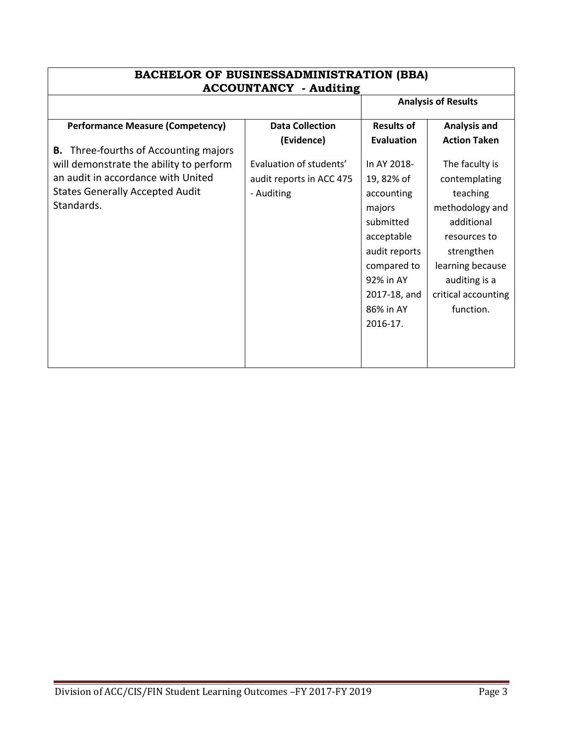| BACHELOR OF BUSINESSADMINISTRATION (BBA) ACCOUNTANCY - Auditing | | | |
|---|---|---|---|
| | | **Analysis of Results** | |
| **Performance Measure (Competency)** | **Data Collection (Evidence)** | **Results of Evaluation** | **Analysis and Action Taken** |
| **B.** Three-fourths of Accounting majors will demonstrate the ability to perform an audit in accordance with United States Generally Accepted Audit Standards. | Evaluation of students' audit reports in ACC 475 - Auditing | In AY 2018-19, 82% of accounting majors submitted acceptable audit reports compared to 92% in AY 2017-18, and 86% in AY 2016-17. | The faculty is contemplating teaching methodology and additional resources to strengthen learning because auditing is a critical accounting function. |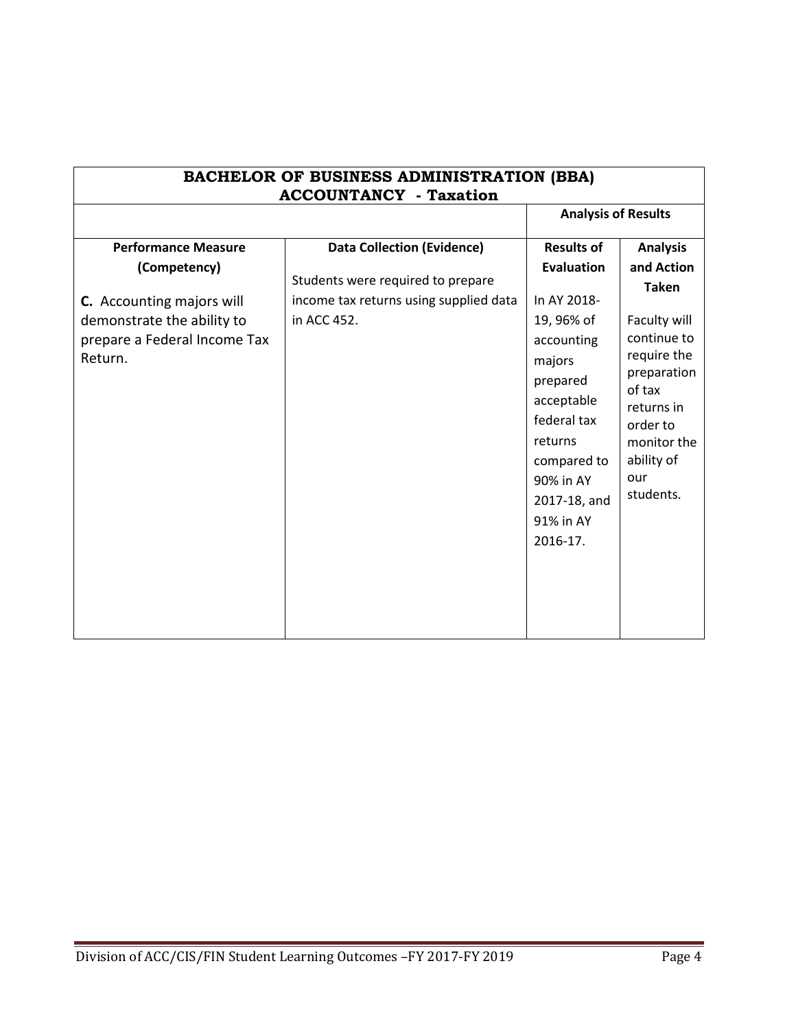| BACHELOR OF BUSINESS ADMINISTRATION (BBA) ACCOUNTANCY - Taxation | | | |
|---|---|---|---|
| | | Analysis of Results | |
| **Performance Measure (Competency)** | **Data Collection (Evidence)** | **Results of Evaluation** | **Analysis and Action Taken** |
| **C.** Accounting majors will demonstrate the ability to prepare a Federal Income Tax Return. | Students were required to prepare income tax returns using supplied data in ACC 452. | In AY 2018-19, 96% of accounting majors prepared acceptable federal tax returns compared to 90% in AY 2017-18, and 91% in AY 2016-17. | Faculty will continue to require the preparation of tax returns in order to monitor the ability of our students. |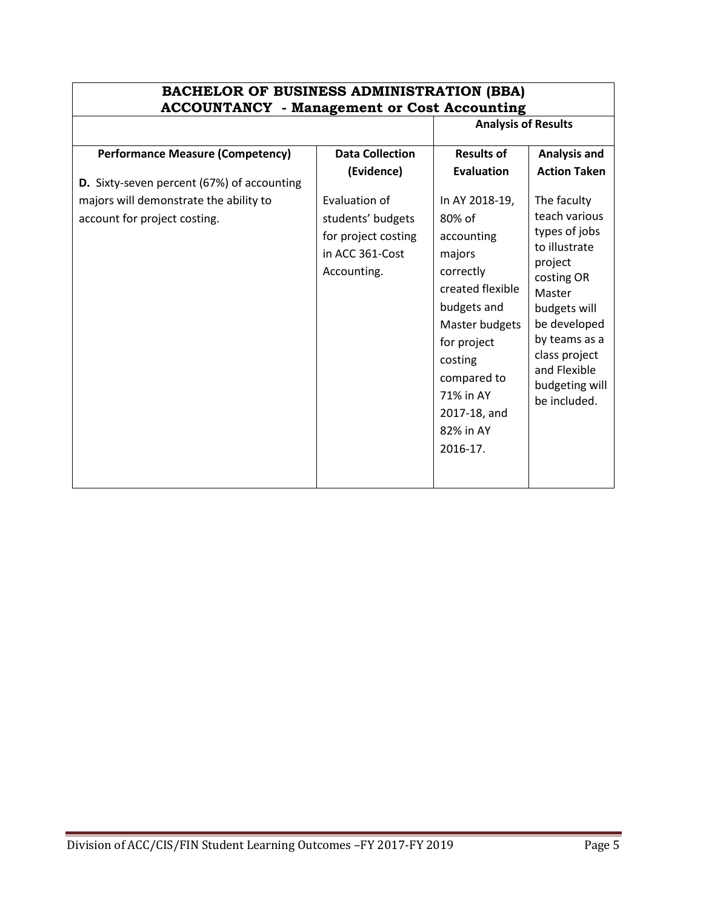| BACHELOR OF BUSINESS ADMINISTRATION (BBA) ACCOUNTANCY - Management or Cost Accounting | | | |
|---|---|---|---|
| | | **Analysis of Results** | |
| **Performance Measure (Competency)** | **Data Collection (Evidence)** | **Results of Evaluation** | **Analysis and Action Taken** |
| **D.** Sixty-seven percent (67%) of accounting majors will demonstrate the ability to account for project costing. | Evaluation of students' budgets for project costing in ACC 361-Cost Accounting. | In AY 2018-19, 80% of accounting majors correctly created flexible budgets and Master budgets for project costing compared to 71% in AY 2017-18, and 82% in AY 2016-17. | The faculty teach various types of jobs to illustrate project costing OR Master budgets will be developed by teams as a class project and Flexible budgeting will be included. |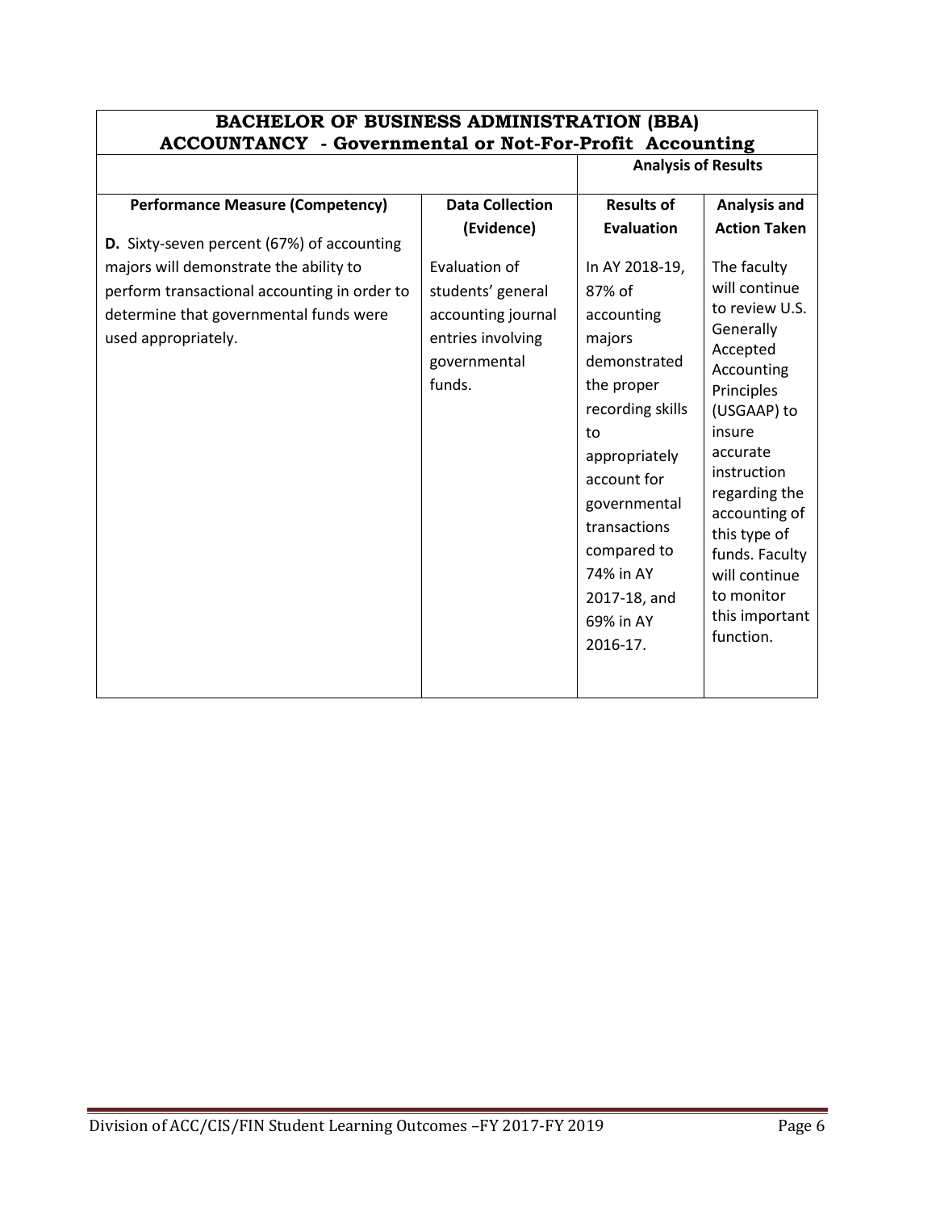| BACHELOR OF BUSINESS ADMINISTRATION (BBA) ACCOUNTANCY - Governmental or Not-For-Profit Accounting | | | |
|---|---|---|---|
| | | Analysis of Results | |
| **Performance Measure (Competency)** | **Data Collection (Evidence)** | **Results of Evaluation** | **Analysis and Action Taken** |
| **D.** Sixty-seven percent (67%) of accounting majors will demonstrate the ability to perform transactional accounting in order to determine that governmental funds were used appropriately. | Evaluation of students' general accounting journal entries involving governmental funds. | In AY 2018-19, 87% of accounting majors demonstrated the proper recording skills to appropriately account for governmental transactions compared to 74% in AY 2017-18, and 69% in AY 2016-17. | The faculty will continue to review U.S. Generally Accepted Accounting Principles (USGAAP) to insure accurate instruction regarding the accounting of this type of funds. Faculty will continue to monitor this important function. |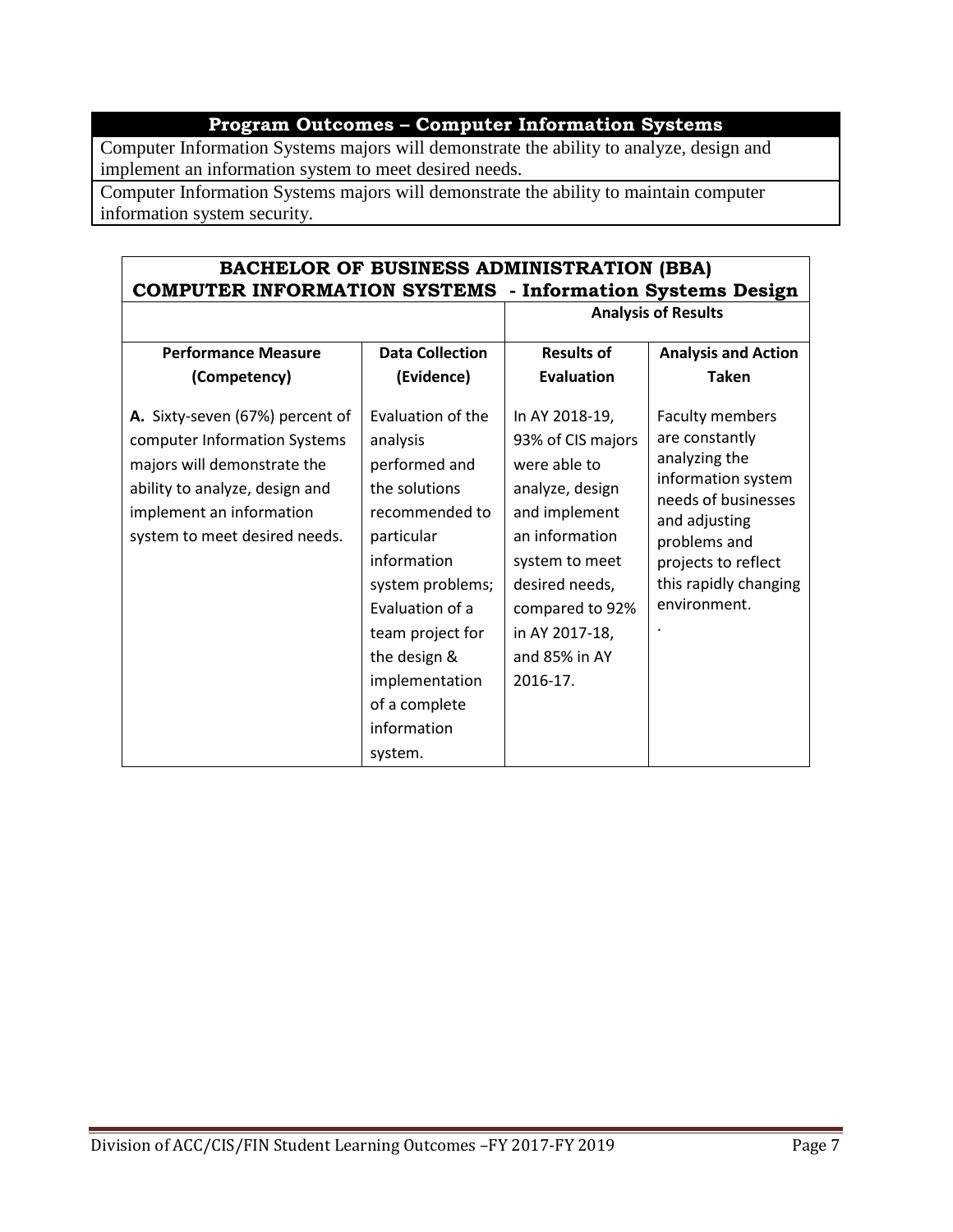| Program Outcomes – Computer Information Systems |
|---|
| Computer Information Systems majors will demonstrate the ability to analyze, design and implement an information system to meet desired needs. |
| Computer Information Systems majors will demonstrate the ability to maintain computer information system security. |

| BACHELOR OF BUSINESS ADMINISTRATION (BBA) COMPUTER INFORMATION SYSTEMS - Information Systems Design | | | |
|---|---|---|---|
| | | Analysis of Results | |
| **Performance Measure (Competency)** | **Data Collection (Evidence)** | **Results of Evaluation** | **Analysis and Action Taken** |
| **A.** Sixty-seven (67%) percent of computer Information Systems majors will demonstrate the ability to analyze, design and implement an information system to meet desired needs. | Evaluation of the analysis performed and the solutions recommended to particular information system problems; Evaluation of a team project for the design & implementation of a complete information system. | In AY 2018-19, 93% of CIS majors were able to analyze, design and implement an information system to meet desired needs, compared to 92% in AY 2017-18, and 85% in AY 2016-17. | Faculty members are constantly analyzing the information system needs of businesses and adjusting problems and projects to reflect this rapidly changing environment. . |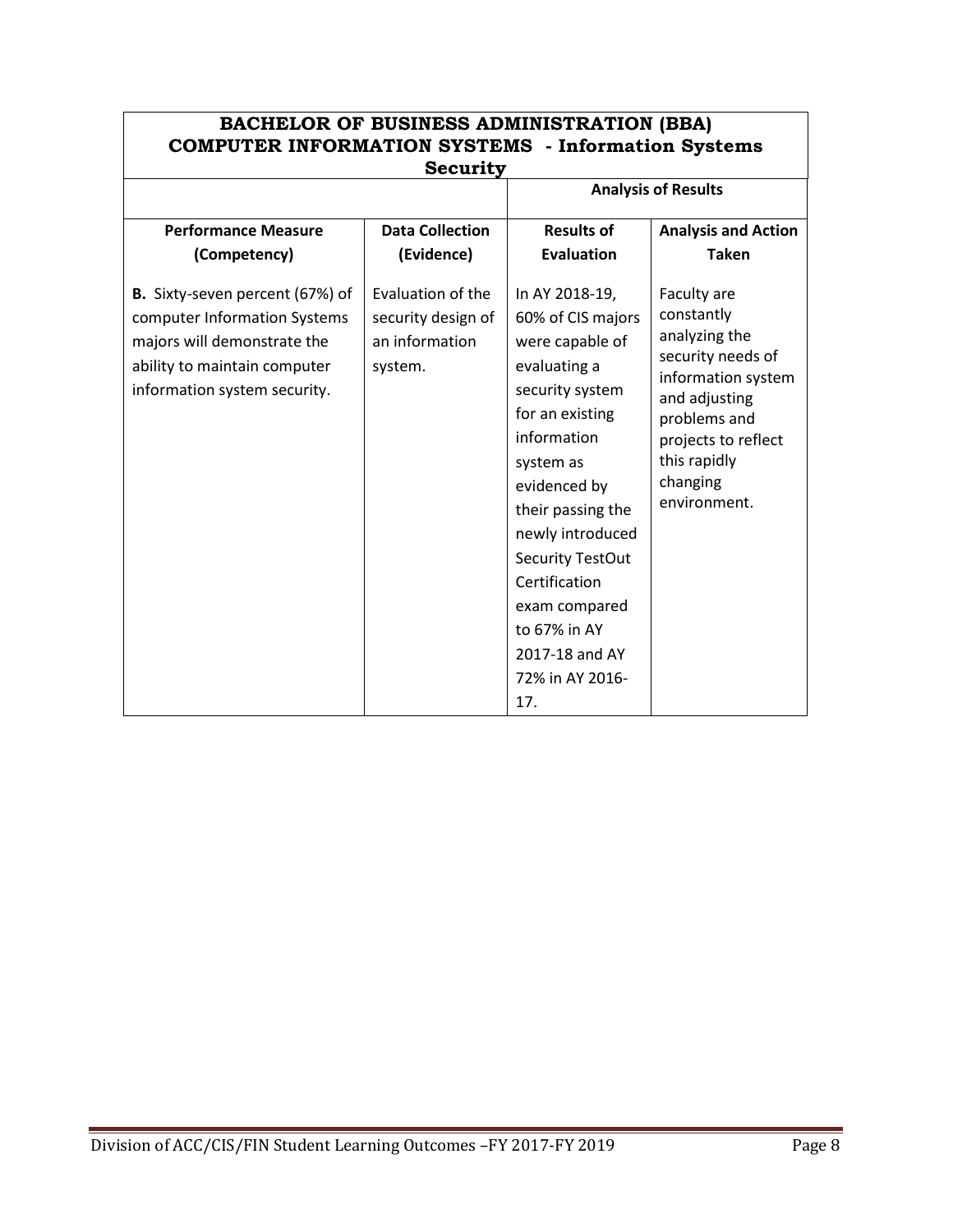| BACHELOR OF BUSINESS ADMINISTRATION (BBA) COMPUTER INFORMATION SYSTEMS - Information Systems Security | | | |
|---|---|---|---|
| | | **Analysis of Results** | |
| **Performance Measure (Competency)** | **Data Collection (Evidence)** | **Results of Evaluation** | **Analysis and Action Taken** |
| **B.** Sixty-seven percent (67%) of computer Information Systems majors will demonstrate the ability to maintain computer information system security. | Evaluation of the security design of an information system. | In AY 2018-19, 60% of CIS majors were capable of evaluating a security system for an existing information system as evidenced by their passing the newly introduced Security TestOut Certification exam compared to 67% in AY 2017-18 and AY 72% in AY 2016-17. | Faculty are constantly analyzing the security needs of information system and adjusting problems and projects to reflect this rapidly changing environment. |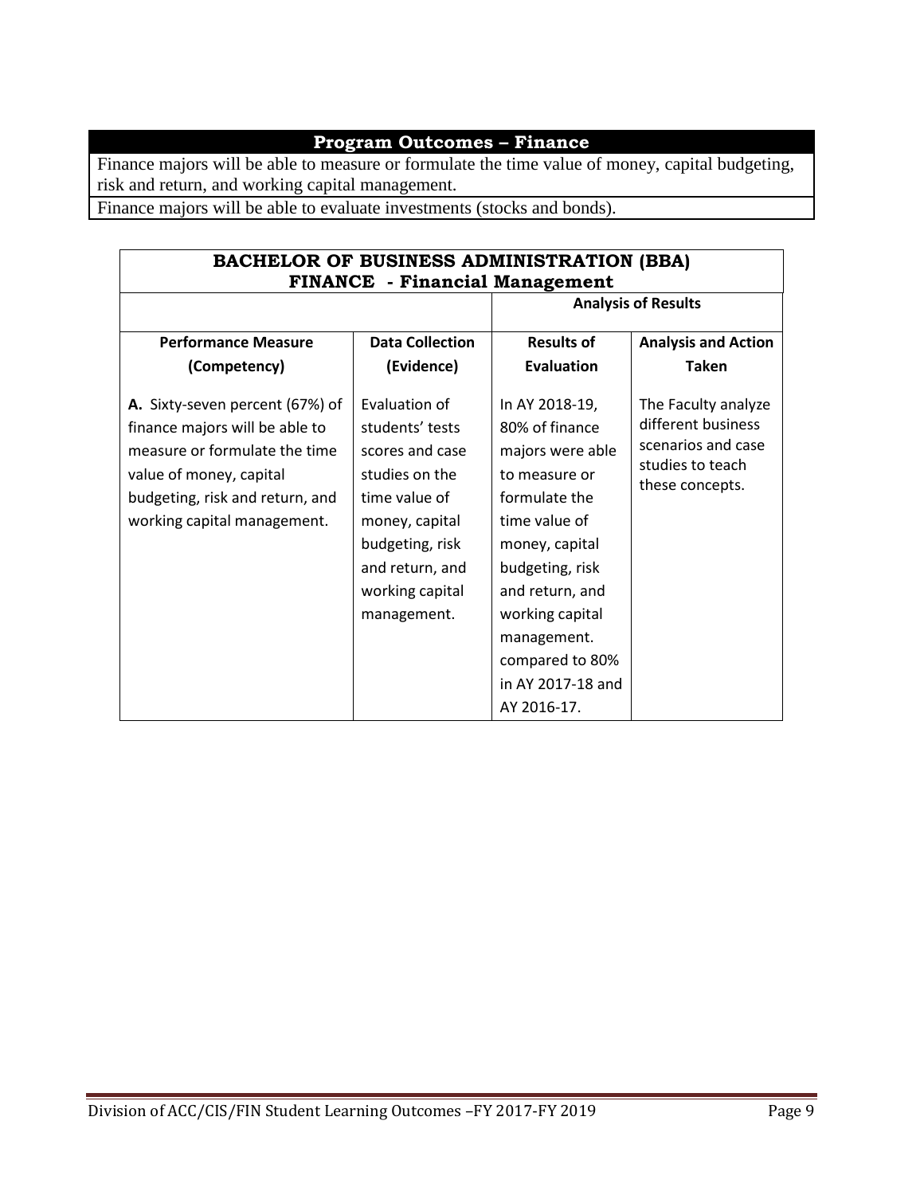| Program Outcomes – Finance |
|---|
| Finance majors will be able to measure or formulate the time value of money, capital budgeting, risk and return, and working capital management. |
| Finance majors will be able to evaluate investments (stocks and bonds). |

| BACHELOR OF BUSINESS ADMINISTRATION (BBA) FINANCE - Financial Management | | | |
|---|---|---|---|
| | | Analysis of Results | |
| **Performance Measure (Competency)** | **Data Collection (Evidence)** | **Results of Evaluation** | **Analysis and Action Taken** |
| **A.** Sixty-seven percent (67%) of finance majors will be able to measure or formulate the time value of money, capital budgeting, risk and return, and working capital management. | Evaluation of students' tests scores and case studies on the time value of money, capital budgeting, risk and return, and working capital management. | In AY 2018-19, 80% of finance majors were able to measure or formulate the time value of money, capital budgeting, risk and return, and working capital management. compared to 80% in AY 2017-18 and AY 2016-17. | The Faculty analyze different business scenarios and case studies to teach these concepts. |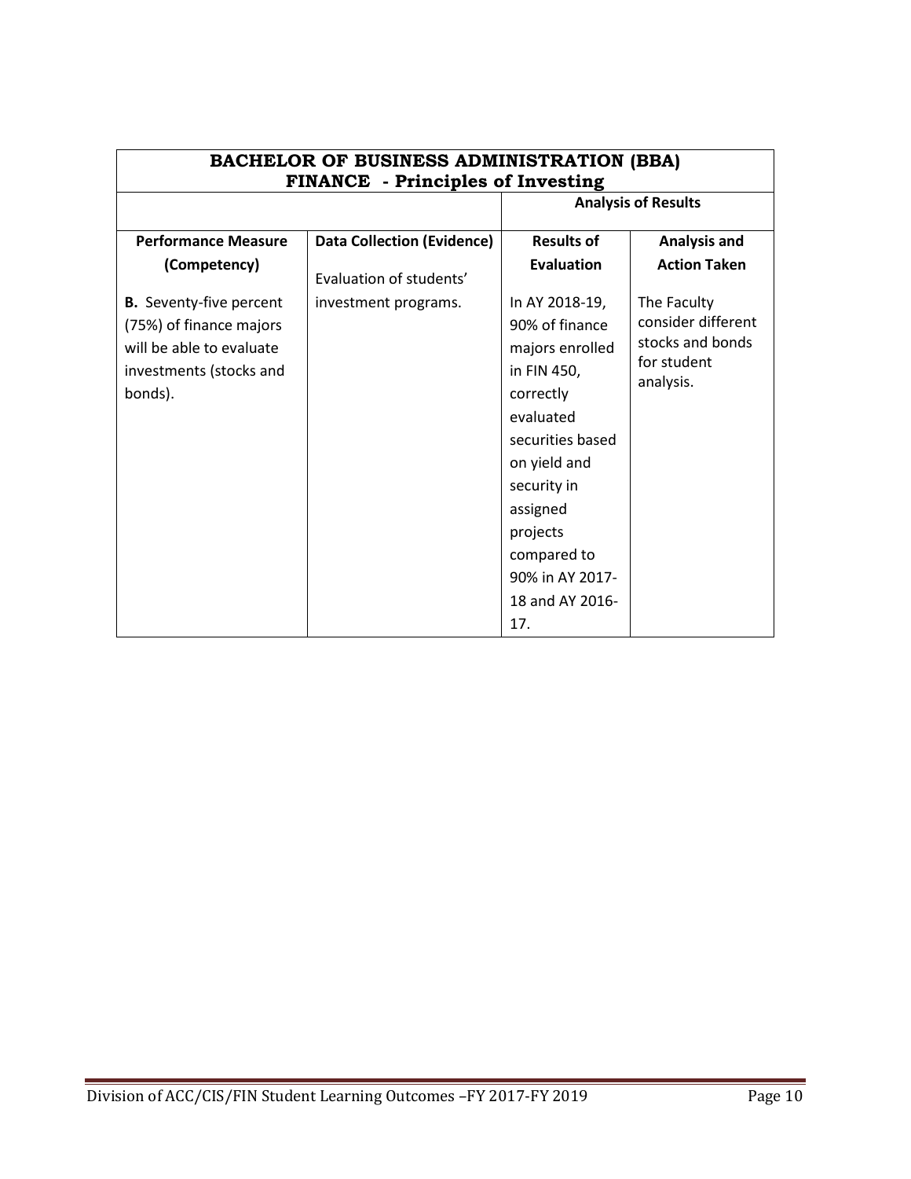| BACHELOR OF BUSINESS ADMINISTRATION (BBA) FINANCE - Principles of Investing | | | |
|---|---|---|---|
| | | **Analysis of Results** | |
| **Performance Measure (Competency)** | **Data Collection (Evidence)** | **Results of Evaluation** | **Analysis and Action Taken** |
| **B.** Seventy-five percent (75%) of finance majors will be able to evaluate investments (stocks and bonds). | Evaluation of students' investment programs. | In AY 2018-19, 90% of finance majors enrolled in FIN 450, correctly evaluated securities based on yield and security in assigned projects compared to 90% in AY 2017-18 and AY 2016-17. | The Faculty consider different stocks and bonds for student analysis. |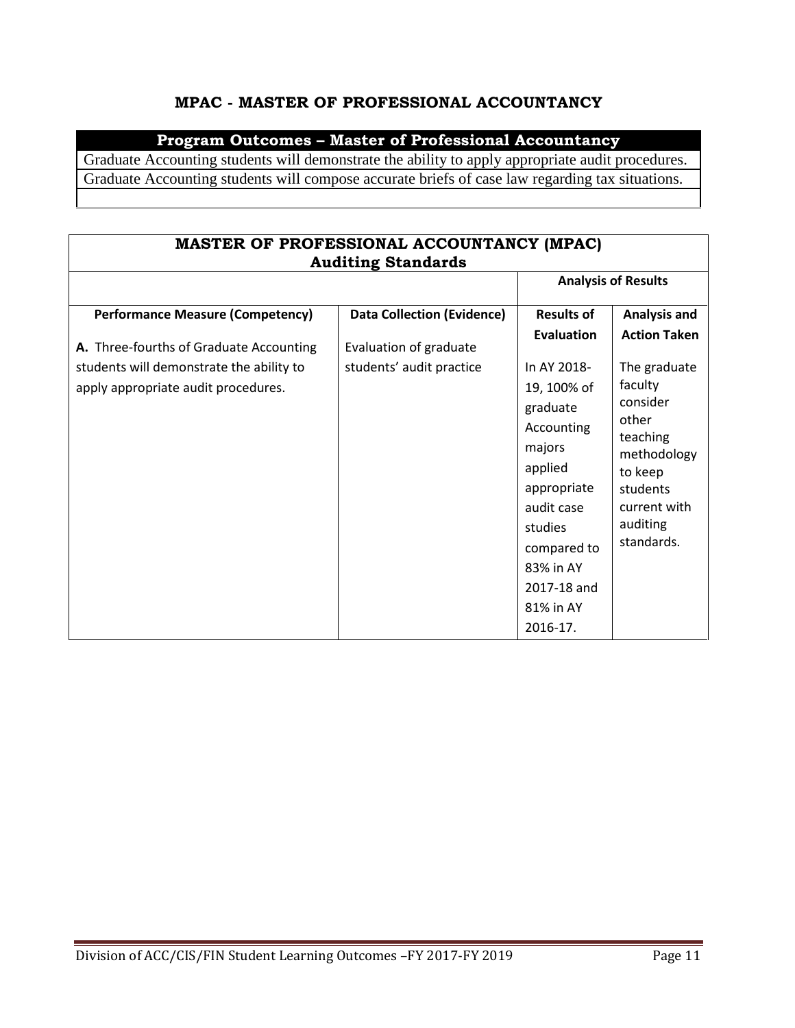# MPAC - MASTER OF PROFESSIONAL ACCOUNTANCY

| Program Outcomes – Master of Professional Accountancy |
|---|
| Graduate Accounting students will demonstrate the ability to apply appropriate audit procedures. |
| Graduate Accounting students will compose accurate briefs of case law regarding tax situations. |
| |

| MASTER OF PROFESSIONAL ACCOUNTANCY (MPAC) Auditing Standards | | | |
|---|---|---|---|
| | | **Analysis of Results** | |
| **Performance Measure (Competency)** | **Data Collection (Evidence)** | **Results of Evaluation** | **Analysis and Action Taken** |
| **A.** Three-fourths of Graduate Accounting students will demonstrate the ability to apply appropriate audit procedures. | Evaluation of graduate students' audit practice | In AY 2018-19, 100% of graduate Accounting majors applied appropriate audit case studies compared to 83% in AY 2017-18 and 81% in AY 2016-17. | The graduate faculty consider other teaching methodology to keep students current with auditing standards. |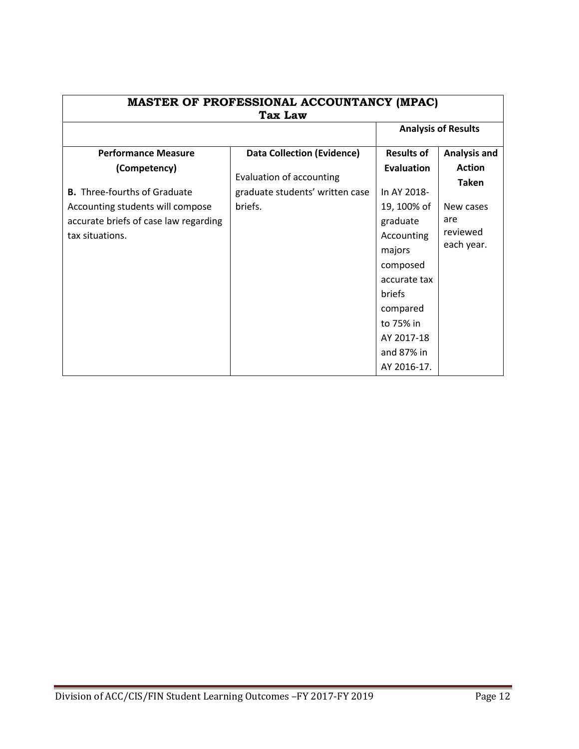| MASTER OF PROFESSIONAL ACCOUNTANCY (MPAC) Tax Law | | | |
|---|---|---|---|
| | | Analysis of Results | |
| **Performance Measure (Competency)** | **Data Collection (Evidence)** | **Results of Evaluation** | **Analysis and Action Taken** |
| **B.** Three-fourths of Graduate Accounting students will compose accurate briefs of case law regarding tax situations. | Evaluation of accounting graduate students' written case briefs. | In AY 2018-19, 100% of graduate Accounting majors composed accurate tax briefs compared to 75% in AY 2017-18 and 87% in AY 2016-17. | New cases are reviewed each year. |